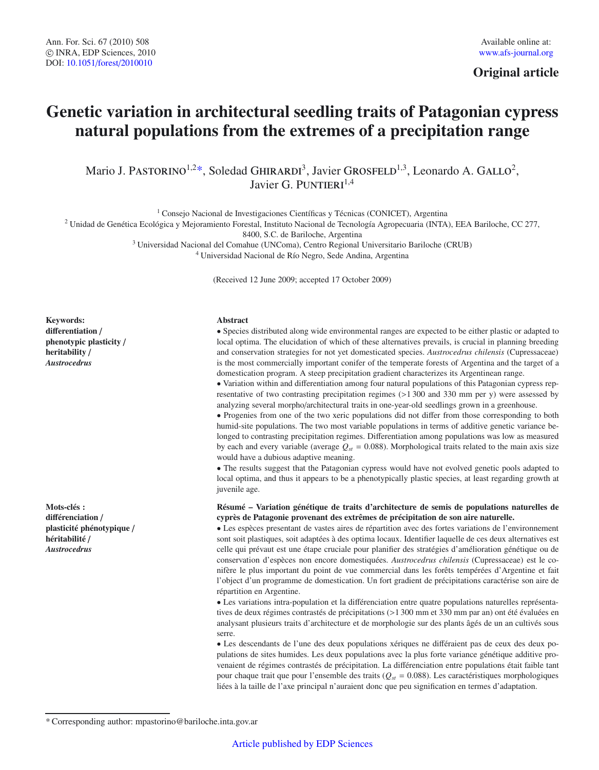Original article

# Genetic variation in architectural seedling traits of Patagonian cypress natural populations from the extremes of a precipitation range

Mario J. Pastorino[1,2*], Soledad Ghirardi[3], Javier Grosfeld[1,3], Leonardo A. Gallo[2], Javier G. Puntieri[1,4]

[1] Consejo Nacional de Investigaciones Científicas y Técnicas (CONICET), Argentina
[2] Unidad de Genética Ecológica y Mejoramiento Forestal, Instituto Nacional de Tecnología Agropecuaria (INTA), EEA Bariloche, CC 277, 8400, S.C. de Bariloche, Argentina
[3] Universidad Nacional del Comahue (UNComa), Centro Regional Universitario Bariloche (CRUB)
[4] Universidad Nacional de Río Negro, Sede Andina, Argentina

(Received 12 June 2009; accepted 17 October 2009)

**Keywords:** differentiation / phenotypic plasticity / heritability / *Austrocedrus*

## Abstract

• Species distributed along wide environmental ranges are expected to be either plastic or adapted to local optima. The elucidation of which of these alternatives prevails, is crucial in planning breeding and conservation strategies for not yet domesticated species. *Austrocedrus chilensis* (Cupressaceae) is the most commercially important conifer of the temperate forests of Argentina and the target of a domestication program. A steep precipitation gradient characterizes its Argentinean range.

• Variation within and differentiation among four natural populations of this Patagonian cypress representative of two contrasting precipitation regimes (>1 300 and 330 mm per y) were assessed by analyzing several morpho/architectural traits in one-year-old seedlings grown in a greenhouse.

• Progenies from one of the two xeric populations did not differ from those corresponding to both humid-site populations. The two most variable populations in terms of additive genetic variance belonged to contrasting precipitation regimes. Differentiation among populations was low as measured by each and every variable (average $Q_{st}$ = 0.088). Morphological traits related to the main axis size would have a dubious adaptive meaning.

• The results suggest that the Patagonian cypress would have not evolved genetic pools adapted to local optima, and thus it appears to be a phenotypically plastic species, at least regarding growth at juvenile age.

**Mots-clés :** différenciation / plasticité phénotypique / héritabilité / *Austrocedrus*

**Résumé – Variation génétique de traits d'architecture de semis de populations naturelles de cyprès de Patagonie provenant des extrêmes de précipitation de son aire naturelle.**

• Les espèces presentant de vastes aires de répartition avec des fortes variations de l'environnement sont soit plastiques, soit adaptées à des optima locaux. Identifier laquelle de ces deux alternatives est celle qui prévaut est une étape cruciale pour planifier des stratégies d'amélioration génétique ou de conservation d'espèces non encore domestiquées. *Austrocedrus chilensis* (Cupressaceae) est le conifère le plus important du point de vue commercial dans les forêts tempérées d'Argentine et fait l'object d'un programme de domestication. Un fort gradient de précipitations caractérise son aire de répartition en Argentine.

• Les variations intra-population et la différenciation entre quatre populations naturelles représentatives de deux régimes contrastés de précipitations (>1 300 mm et 330 mm par an) ont été évaluées en analysant plusieurs traits d'architecture et de morphologie sur des plants âgés de un an cultivés sous serre.

• Les descendants de l'une des deux populations xériques ne différaient pas de ceux des deux populations de sites humides. Les deux populations avec la plus forte variance génétique additive provenaient de régimes contrastés de précipitation. La différenciation entre populations était faible tant pour chaque trait que pour l'ensemble des traits ($Q_{st}$ = 0.088). Les caractéristiques morphologiques liées à la taille de l'axe principal n'auraient donc que peu signification en termes d'adaptation.

* Corresponding author: mpastorino@bariloche.inta.gov.ar

Article published by EDP Sciences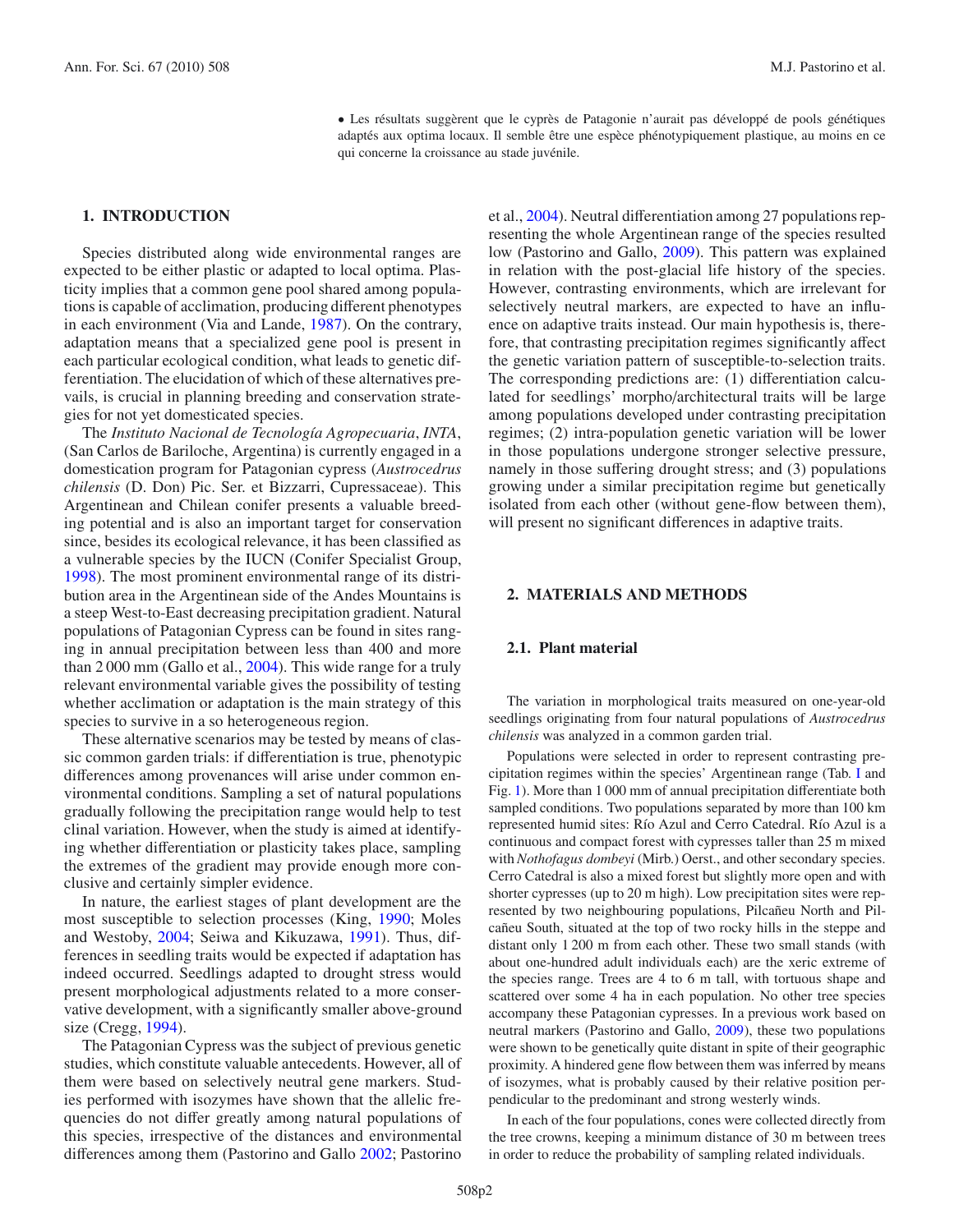• Les résultats suggèrent que le cyprès de Patagonie n'aurait pas développé de pools génétiques adaptés aux optima locaux. Il semble être une espèce phénotypiquement plastique, au moins en ce qui concerne la croissance au stade juvénile.

## 1. INTRODUCTION

Species distributed along wide environmental ranges are expected to be either plastic or adapted to local optima. Plasticity implies that a common gene pool shared among populations is capable of acclimation, producing different phenotypes in each environment (Via and Lande, 1987). On the contrary, adaptation means that a specialized gene pool is present in each particular ecological condition, what leads to genetic differentiation. The elucidation of which of these alternatives prevails, is crucial in planning breeding and conservation strategies for not yet domesticated species.

The *Instituto Nacional de Tecnología Agropecuaria*, *INTA*, (San Carlos de Bariloche, Argentina) is currently engaged in a domestication program for Patagonian cypress (*Austrocedrus chilensis* (D. Don) Pic. Ser. et Bizzarri, Cupressaceae). This Argentinean and Chilean conifer presents a valuable breeding potential and is also an important target for conservation since, besides its ecological relevance, it has been classified as a vulnerable species by the IUCN (Conifer Specialist Group, 1998). The most prominent environmental range of its distribution area in the Argentinean side of the Andes Mountains is a steep West-to-East decreasing precipitation gradient. Natural populations of Patagonian Cypress can be found in sites ranging in annual precipitation between less than 400 and more than 2 000 mm (Gallo et al., 2004). This wide range for a truly relevant environmental variable gives the possibility of testing whether acclimation or adaptation is the main strategy of this species to survive in a so heterogeneous region.

These alternative scenarios may be tested by means of classic common garden trials: if differentiation is true, phenotypic differences among provenances will arise under common environmental conditions. Sampling a set of natural populations gradually following the precipitation range would help to test clinal variation. However, when the study is aimed at identifying whether differentiation or plasticity takes place, sampling the extremes of the gradient may provide enough more conclusive and certainly simpler evidence.

In nature, the earliest stages of plant development are the most susceptible to selection processes (King, 1990; Moles and Westoby, 2004; Seiwa and Kikuzawa, 1991). Thus, differences in seedling traits would be expected if adaptation has indeed occurred. Seedlings adapted to drought stress would present morphological adjustments related to a more conservative development, with a significantly smaller above-ground size (Cregg, 1994).

The Patagonian Cypress was the subject of previous genetic studies, which constitute valuable antecedents. However, all of them were based on selectively neutral gene markers. Studies performed with isozymes have shown that the allelic frequencies do not differ greatly among natural populations of this species, irrespective of the distances and environmental differences among them (Pastorino and Gallo 2002; Pastorino et al., 2004). Neutral differentiation among 27 populations representing the whole Argentinean range of the species resulted low (Pastorino and Gallo, 2009). This pattern was explained in relation with the post-glacial life history of the species. However, contrasting environments, which are irrelevant for selectively neutral markers, are expected to have an influence on adaptive traits instead. Our main hypothesis is, therefore, that contrasting precipitation regimes significantly affect the genetic variation pattern of susceptible-to-selection traits. The corresponding predictions are: (1) differentiation calculated for seedlings' morpho/architectural traits will be large among populations developed under contrasting precipitation regimes; (2) intra-population genetic variation will be lower in those populations undergone stronger selective pressure, namely in those suffering drought stress; and (3) populations growing under a similar precipitation regime but genetically isolated from each other (without gene-flow between them), will present no significant differences in adaptive traits.

## 2. MATERIALS AND METHODS

### 2.1. Plant material

The variation in morphological traits measured on one-year-old seedlings originating from four natural populations of *Austrocedrus chilensis* was analyzed in a common garden trial.

Populations were selected in order to represent contrasting precipitation regimes within the species' Argentinean range (Tab. I and Fig. 1). More than 1 000 mm of annual precipitation differentiate both sampled conditions. Two populations separated by more than 100 km represented humid sites: Río Azul and Cerro Catedral. Río Azul is a continuous and compact forest with cypresses taller than 25 m mixed with *Nothofagus dombeyi* (Mirb.) Oerst., and other secondary species. Cerro Catedral is also a mixed forest but slightly more open and with shorter cypresses (up to 20 m high). Low precipitation sites were represented by two neighbouring populations, Pilcañeu North and Pilcañeu South, situated at the top of two rocky hills in the steppe and distant only 1 200 m from each other. These two small stands (with about one-hundred adult individuals each) are the xeric extreme of the species range. Trees are 4 to 6 m tall, with tortuous shape and scattered over some 4 ha in each population. No other tree species accompany these Patagonian cypresses. In a previous work based on neutral markers (Pastorino and Gallo, 2009), these two populations were shown to be genetically quite distant in spite of their geographic proximity. A hindered gene flow between them was inferred by means of isozymes, what is probably caused by their relative position perpendicular to the predominant and strong westerly winds.

In each of the four populations, cones were collected directly from the tree crowns, keeping a minimum distance of 30 m between trees in order to reduce the probability of sampling related individuals.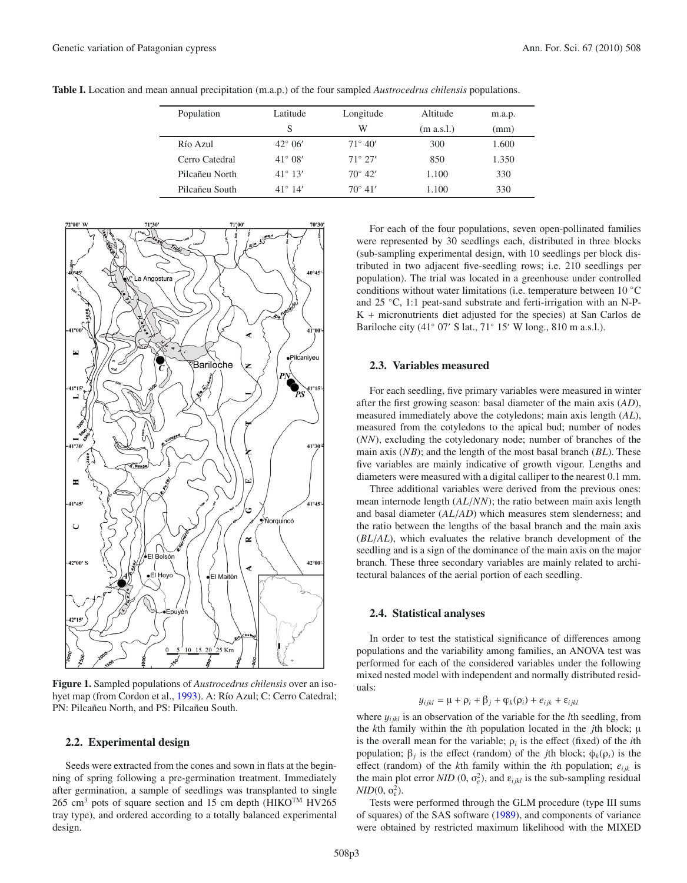**Table I.** Location and mean annual precipitation (m.a.p.) of the four sampled *Austrocedrus chilensis* populations.

| Population | Latitude S | Longitude W | Altitude (m a.s.l.) | m.a.p. (mm) |
|---|---|---|---|---|
| Río Azul | 42° 06′ | 71° 40′ | 300 | 1.600 |
| Cerro Catedral | 41° 08′ | 71° 27′ | 850 | 1.350 |
| Pilcañeu North | 41° 13′ | 70° 42′ | 1.100 | 330 |
| Pilcañeu South | 41° 14′ | 70° 41′ | 1.100 | 330 |

**Figure 1.** Sampled populations of *Austrocedrus chilensis* over an isohyet map (from Cordon et al., 1993). A: Río Azul; C: Cerro Catedral; PN: Pilcañeu North, and PS: Pilcañeu South.

## 2.2. Experimental design

Seeds were extracted from the cones and sown in flats at the beginning of spring following a pre-germination treatment. Immediately after germination, a sample of seedlings was transplanted to single 265 $cm^3$ pots of square section and 15 cm depth (HIKO™ HV265 tray type), and ordered according to a totally balanced experimental design.

For each of the four populations, seven open-pollinated families were represented by 30 seedlings each, distributed in three blocks (sub-sampling experimental design, with 10 seedlings per block distributed in two adjacent five-seedling rows; i.e. 210 seedlings per population). The trial was located in a greenhouse under controlled conditions without water limitations (i.e. temperature between 10 °C and 25 °C, 1:1 peat-sand substrate and ferti-irrigation with an N-P-K + micronutrients diet adjusted for the species) at San Carlos de Bariloche city (41° 07′ S lat., 71° 15′ W long., 810 m a.s.l.).

## 2.3. Variables measured

For each seedling, five primary variables were measured in winter after the first growing season: basal diameter of the main axis (*AD*), measured immediately above the cotyledons; main axis length (*AL*), measured from the cotyledons to the apical bud; number of nodes (*NN*), excluding the cotyledonary node; number of branches of the main axis (*NB*); and the length of the most basal branch (*BL*). These five variables are mainly indicative of growth vigour. Lengths and diameters were measured with a digital calliper to the nearest 0.1 mm.

Three additional variables were derived from the previous ones: mean internode length (*AL*/*NN*); the ratio between main axis length and basal diameter (*AL*/*AD*) which measures stem slenderness; and the ratio between the lengths of the basal branch and the main axis (*BL*/*AL*), which evaluates the relative branch development of the seedling and is a sign of the dominance of the main axis on the major branch. These three secondary variables are mainly related to architectural balances of the aerial portion of each seedling.

## 2.4. Statistical analyses

In order to test the statistical significance of differences among populations and the variability among families, an ANOVA test was performed for each of the considered variables under the following mixed nested model with independent and normally distributed residuals:

$$y_{ijkl} = \mu + \rho_i + \beta_j + \varphi_k(\rho_i) + e_{ijk} + \varepsilon_{ijkl}$$

where $y_{ijkl}$ is an observation of the variable for the *l*th seedling, from the *k*th family within the *i*th population located in the *j*th block; $\mu$ is the overall mean for the variable; $\rho_i$ is the effect (fixed) of the *i*th population; $\beta_j$ is the effect (random) of the *j*th block; $\phi_k(\rho_i)$ is the effect (random) of the *k*th family within the *i*th population; $e_{ijk}$ is the main plot error $NID(0, \sigma_e^2)$, and $\varepsilon_{ijkl}$ is the sub-sampling residual $NID(0, \sigma_\varepsilon^2)$.

Tests were performed through the GLM procedure (type III sums of squares) of the SAS software (1989), and components of variance were obtained by restricted maximum likelihood with the MIXED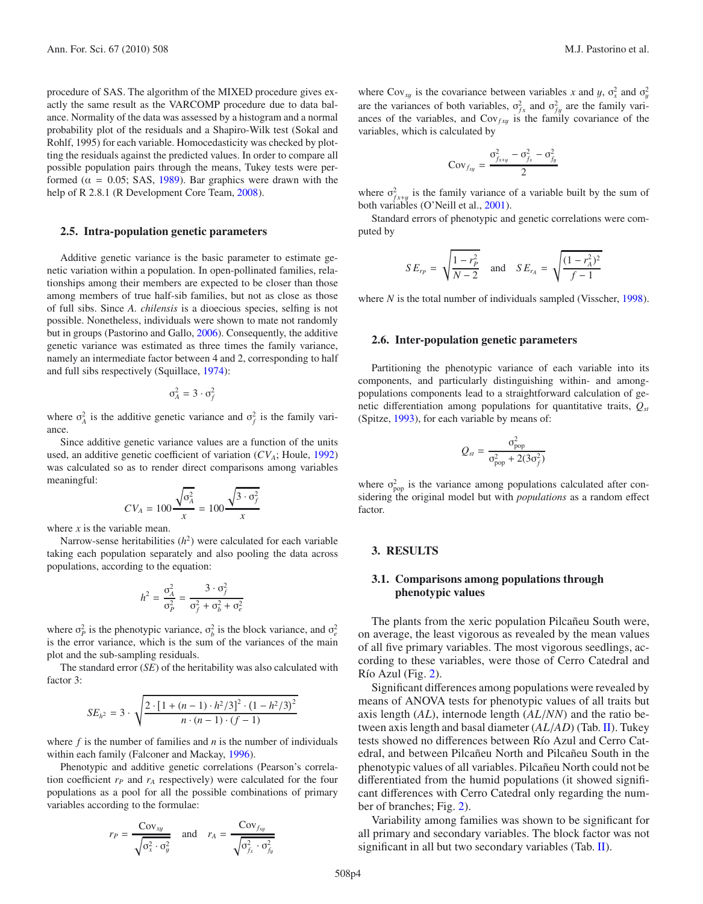procedure of SAS. The algorithm of the MIXED procedure gives exactly the same result as the VARCOMP procedure due to data balance. Normality of the data was assessed by a histogram and a normal probability plot of the residuals and a Shapiro-Wilk test (Sokal and Rohlf, 1995) for each variable. Homocedasticity was checked by plotting the residuals against the predicted values. In order to compare all possible population pairs through the means, Tukey tests were performed ($\alpha = 0.05$; SAS, 1989). Bar graphics were drawn with the help of R 2.8.1 (R Development Core Team, 2008).

### 2.5. Intra-population genetic parameters

Additive genetic variance is the basic parameter to estimate genetic variation within a population. In open-pollinated families, relationships among their members are expected to be closer than those among members of true half-sib families, but not as close as those of full sibs. Since *A. chilensis* is a dioecious species, selfing is not possible. Nonetheless, individuals were shown to mate not randomly but in groups (Pastorino and Gallo, 2006). Consequently, the additive genetic variance was estimated as three times the family variance, namely an intermediate factor between 4 and 2, corresponding to half and full sibs respectively (Squillace, 1974):

$$\sigma_A^2 = 3 \cdot \sigma_f^2$$

where $\sigma_A^2$ is the additive genetic variance and $\sigma_f^2$ is the family variance.

Since additive genetic variance values are a function of the units used, an additive genetic coefficient of variation ($CV_A$; Houle, 1992) was calculated so as to render direct comparisons among variables meaningful:

$$CV_A = 100\frac{\sqrt{\sigma_A^2}}{x} = 100\frac{\sqrt{3 \cdot \sigma_f^2}}{x}$$

where $x$ is the variable mean.

Narrow-sense heritabilities ($h^2$) were calculated for each variable taking each population separately and also pooling the data across populations, according to the equation:

$$h^2 = \frac{\sigma_A^2}{\sigma_P^2} = \frac{3 \cdot \sigma_f^2}{\sigma_f^2 + \sigma_b^2 + \sigma_e^2}$$

where $\sigma_P^2$ is the phenotypic variance, $\sigma_b^2$ is the block variance, and $\sigma_e^2$ is the error variance, which is the sum of the variances of the main plot and the sub-sampling residuals.

The standard error ($SE$) of the heritability was also calculated with factor 3:

$$SE_{h^2} = 3 \cdot \sqrt{\frac{2 \cdot [1 + (n-1) \cdot h^2/3]^2 \cdot (1 - h^2/3)^2}{n \cdot (n-1) \cdot (f-1)}}$$

where $f$ is the number of families and $n$ is the number of individuals within each family (Falconer and Mackay, 1996).

Phenotypic and additive genetic correlations (Pearson's correlation coefficient $r_P$ and $r_A$ respectively) were calculated for the four populations as a pool for all the possible combinations of primary variables according to the formulae:

$$r_P = \frac{\mathrm{Cov}_{xy}}{\sqrt{\sigma_x^2 \cdot \sigma_y^2}} \quad \text{and} \quad r_A = \frac{\mathrm{Cov}_{fxy}}{\sqrt{\sigma_{fx}^2 \cdot \sigma_{fy}^2}}$$

where $\mathrm{Cov}_{xy}$ is the covariance between variables $x$ and $y$, $\sigma_x^2$ and $\sigma_y^2$ are the variances of both variables, $\sigma_{fx}^2$ and $\sigma_{fy}^2$ are the family variances of the variables, and $\mathrm{Cov}_{fxy}$ is the family covariance of the variables, which is calculated by

$$\mathrm{Cov}_{fxy} = \frac{\sigma_{fx+y}^2 - \sigma_{fx}^2 - \sigma_{fy}^2}{2}$$

where $\sigma_{fx+y}^2$ is the family variance of a variable built by the sum of both variables (O'Neill et al., 2001).

Standard errors of phenotypic and genetic correlations were computed by

$$SE_{r_P} = \sqrt{\frac{1 - r_P^2}{N - 2}} \quad \text{and} \quad SE_{r_A} = \sqrt{\frac{(1 - r_A^2)^2}{f - 1}}$$

where $N$ is the total number of individuals sampled (Visscher, 1998).

### 2.6. Inter-population genetic parameters

Partitioning the phenotypic variance of each variable into its components, and particularly distinguishing within- and among-populations components lead to a straightforward calculation of genetic differentiation among populations for quantitative traits, $Q_{st}$ (Spitze, 1993), for each variable by means of:

$$Q_{st} = \frac{\sigma_{\mathrm{pop}}^2}{\sigma_{\mathrm{pop}}^2 + 2(3\sigma_f^2)}$$

where $\sigma_{\mathrm{pop}}^2$ is the variance among populations calculated after considering the original model but with *populations* as a random effect factor.

## 3. RESULTS

### 3.1. Comparisons among populations through phenotypic values

The plants from the xeric population Pilcañeu South were, on average, the least vigorous as revealed by the mean values of all five primary variables. The most vigorous seedlings, according to these variables, were those of Cerro Catedral and Río Azul (Fig. 2).

Significant differences among populations were revealed by means of ANOVA tests for phenotypic values of all traits but axis length ($AL$), internode length ($AL/NN$) and the ratio between axis length and basal diameter ($AL/AD$) (Tab. II). Tukey tests showed no differences between Río Azul and Cerro Catedral, and between Pilcañeu North and Pilcañeu South in the phenotypic values of all variables. Pilcañeu North could not be differentiated from the humid populations (it showed significant differences with Cerro Catedral only regarding the number of branches; Fig. 2).

Variability among families was shown to be significant for all primary and secondary variables. The block factor was not significant in all but two secondary variables (Tab. II).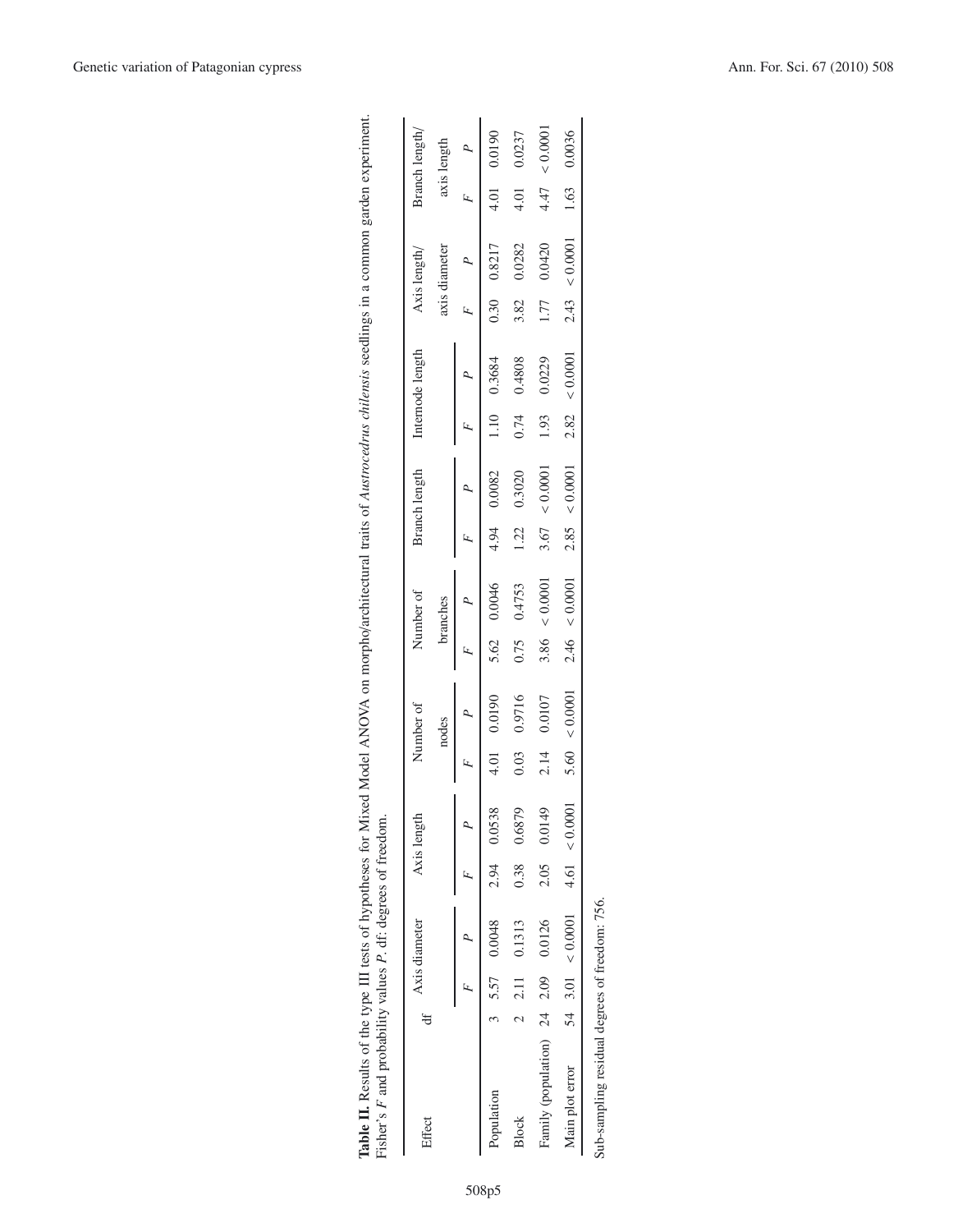**Table II.** Results of the type III tests of hypotheses for Mixed Model ANOVA on morpho/architectural traits of *Austrocedrus chilensis* seedlings in a common garden experiment. Fisher's *F* and probability values *P*. df: degrees of freedom.

| Effect | df | Axis diameter | | Axis length | | Number of nodes | | Number of branches | | Branch length | | Internode length | | Axis length/ axis diameter | | Branch length/ axis length | |
|---|---|---|---|---|---|---|---|---|---|---|---|---|---|---|---|---|---|
| | | *F* | *P* | *F* | *P* | *F* | *P* | *F* | *P* | *F* | *P* | *F* | *P* | *F* | *P* | *F* | *P* |
| Population | 3 | 5.57 | 0.0048 | 2.94 | 0.0538 | 4.01 | 0.0190 | 5.62 | 0.0046 | 4.94 | 0.0082 | 1.10 | 0.3684 | 0.30 | 0.8217 | 4.01 | 0.0190 |
| Block | 2 | 2.11 | 0.1313 | 0.38 | 0.6879 | 0.03 | 0.9716 | 0.75 | 0.4753 | 1.22 | 0.3020 | 0.74 | 0.4808 | 3.82 | 0.0282 | 4.01 | 0.0237 |
| Family (population) | 24 | 2.09 | 0.0126 | 2.05 | 0.0149 | 2.14 | 0.0107 | 3.86 | < 0.0001 | 3.67 | < 0.0001 | 1.93 | 0.0229 | 1.77 | 0.0420 | 4.47 | < 0.0001 |
| Main plot error | 54 | 3.01 | < 0.0001 | 4.61 | < 0.0001 | 5.60 | < 0.0001 | 2.46 | < 0.0001 | 2.85 | < 0.0001 | 2.82 | < 0.0001 | 2.43 | < 0.0001 | 1.63 | 0.0036 |

Sub-sampling residual degrees of freedom: 756.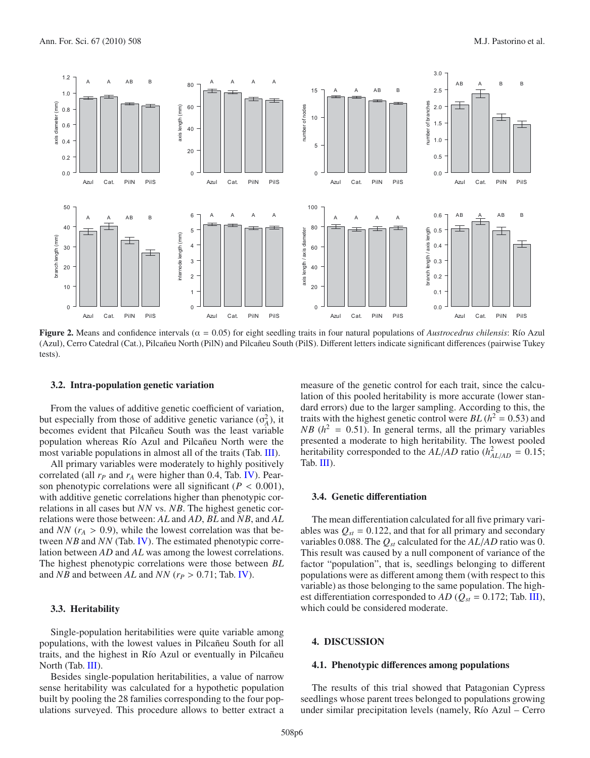**Figure 2.** Means and confidence intervals ($\alpha = 0.05$) for eight seedling traits in four natural populations of *Austrocedrus chilensis*: Río Azul (Azul), Cerro Catedral (Cat.), Pilcañeu North (PilN) and Pilcañeu South (PilS). Different letters indicate significant differences (pairwise Tukey tests).

### 3.2. Intra-population genetic variation

From the values of additive genetic coefficient of variation, but especially from those of additive genetic variance ($\sigma_A^2$), it becomes evident that Pilcañeu South was the least variable population whereas Río Azul and Pilcañeu North were the most variable populations in almost all of the traits (Tab. III).

All primary variables were moderately to highly positively correlated (all $r_P$ and $r_A$ were higher than 0.4, Tab. IV). Pearson phenotypic correlations were all significant ($P < 0.001$), with additive genetic correlations higher than phenotypic correlations in all cases but *NN* vs. *NB*. The highest genetic correlations were those between: *AL* and *AD*, *BL* and *NB*, and *AL* and *NN* ($r_A > 0.9$), while the lowest correlation was that between *NB* and *NN* (Tab. IV). The estimated phenotypic correlation between *AD* and *AL* was among the lowest correlations. The highest phenotypic correlations were those between *BL* and *NB* and between *AL* and *NN* ($r_P > 0.71$; Tab. IV).

### 3.3. Heritability

Single-population heritabilities were quite variable among populations, with the lowest values in Pilcañeu South for all traits, and the highest in Río Azul or eventually in Pilcañeu North (Tab. III).

Besides single-population heritabilities, a value of narrow sense heritability was calculated for a hypothetic population built by pooling the 28 families corresponding to the four populations surveyed. This procedure allows to better extract a measure of the genetic control for each trait, since the calculation of this pooled heritability is more accurate (lower standard errors) due to the larger sampling. According to this, the traits with the highest genetic control were *BL* ($h^2 = 0.53$) and *NB* ($h^2 = 0.51$). In general terms, all the primary variables presented a moderate to high heritability. The lowest pooled heritability corresponded to the *AL*/*AD* ratio ($h^2_{AL/AD} = 0.15$; Tab. III).

### 3.4. Genetic differentiation

The mean differentiation calculated for all five primary variables was $Q_{st} = 0.122$, and that for all primary and secondary variables 0.088. The $Q_{st}$ calculated for the *AL*/*AD* ratio was 0. This result was caused by a null component of variance of the factor "population", that is, seedlings belonging to different populations were as different among them (with respect to this variable) as those belonging to the same population. The highest differentiation corresponded to *AD* ($Q_{st} = 0.172$; Tab. III), which could be considered moderate.

## 4. DISCUSSION

### 4.1. Phenotypic differences among populations

The results of this trial showed that Patagonian Cypress seedlings whose parent trees belonged to populations growing under similar precipitation levels (namely, Río Azul – Cerro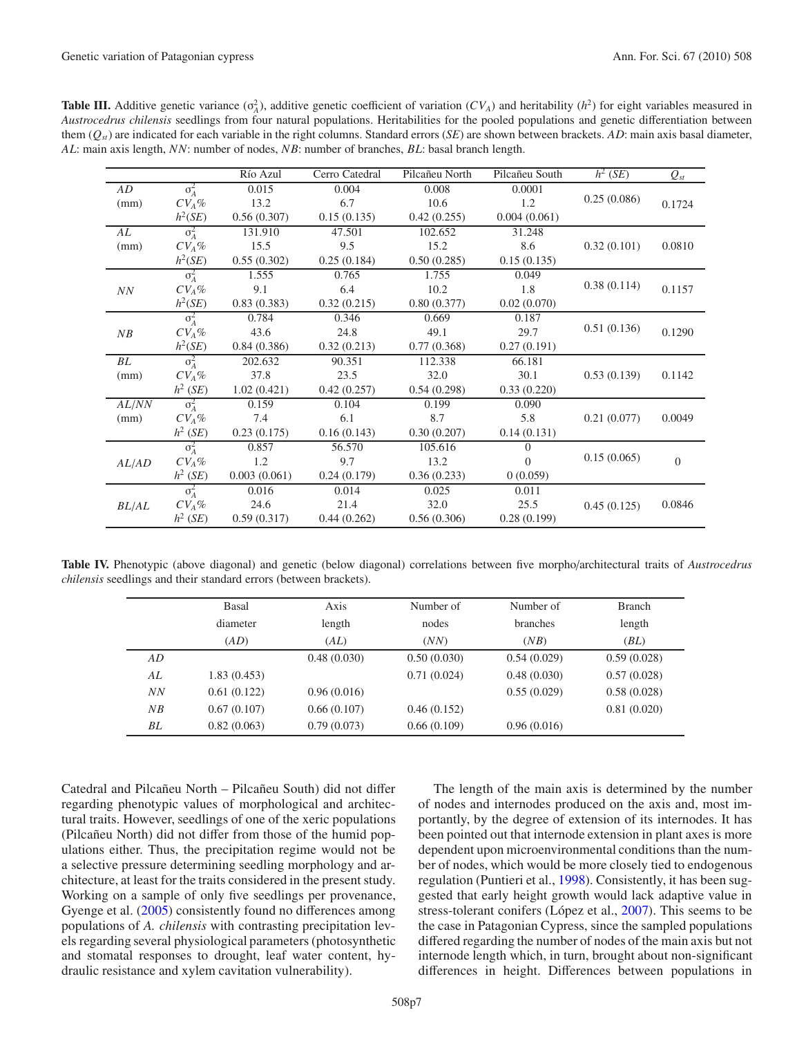**Table III.** Additive genetic variance ($\sigma^2_A$), additive genetic coefficient of variation ($CV_A$) and heritability ($h^2$) for eight variables measured in *Austrocedrus chilensis* seedlings from four natural populations. Heritabilities for the pooled populations and genetic differentiation between them ($Q_{st}$) are indicated for each variable in the right columns. Standard errors (*SE*) are shown between brackets. *AD*: main axis basal diameter, *AL*: main axis length, *NN*: number of nodes, *NB*: number of branches, *BL*: basal branch length.

| | | Río Azul | Cerro Catedral | Pilcañeu North | Pilcañeu South | $h^2$ (SE) | $Q_{st}$ |
|---|---|---|---|---|---|---|---|
| *AD* | $\sigma^2_A$ | 0.015 | 0.004 | 0.008 | 0.0001 | 0.25 (0.086) | 0.1724 |
| (mm) | $CV_A$% | 13.2 | 6.7 | 10.6 | 1.2 | | |
| | $h^2$(SE) | 0.56 (0.307) | 0.15 (0.135) | 0.42 (0.255) | 0.004 (0.061) | | |
| *AL* | $\sigma^2_A$ | 131.910 | 47.501 | 102.652 | 31.248 | 0.32 (0.101) | 0.0810 |
| (mm) | $CV_A$% | 15.5 | 9.5 | 15.2 | 8.6 | | |
| | $h^2$(SE) | 0.55 (0.302) | 0.25 (0.184) | 0.50 (0.285) | 0.15 (0.135) | | |
| *NN* | $\sigma^2_A$ | 1.555 | 0.765 | 1.755 | 0.049 | 0.38 (0.114) | 0.1157 |
| | $CV_A$% | 9.1 | 6.4 | 10.2 | 1.8 | | |
| | $h^2$(SE) | 0.83 (0.383) | 0.32 (0.215) | 0.80 (0.377) | 0.02 (0.070) | | |
| *NB* | $\sigma^2_A$ | 0.784 | 0.346 | 0.669 | 0.187 | 0.51 (0.136) | 0.1290 |
| | $CV_A$% | 43.6 | 24.8 | 49.1 | 29.7 | | |
| | $h^2$(SE) | 0.84 (0.386) | 0.32 (0.213) | 0.77 (0.368) | 0.27 (0.191) | | |
| *BL* | $\sigma^2_A$ | 202.632 | 90.351 | 112.338 | 66.181 | 0.53 (0.139) | 0.1142 |
| (mm) | $CV_A$% | 37.8 | 23.5 | 32.0 | 30.1 | | |
| | $h^2$ (SE) | 1.02 (0.421) | 0.42 (0.257) | 0.54 (0.298) | 0.33 (0.220) | | |
| *AL/NN* | $\sigma^2_A$ | 0.159 | 0.104 | 0.199 | 0.090 | 0.21 (0.077) | 0.0049 |
| (mm) | $CV_A$% | 7.4 | 6.1 | 8.7 | 5.8 | | |
| | $h^2$ (SE) | 0.23 (0.175) | 0.16 (0.143) | 0.30 (0.207) | 0.14 (0.131) | | |
| *AL/AD* | $\sigma^2_A$ | 0.857 | 56.570 | 105.616 | 0 | 0.15 (0.065) | 0 |
| | $CV_A$% | 1.2 | 9.7 | 13.2 | 0 | | |
| | $h^2$ (SE) | 0.003 (0.061) | 0.24 (0.179) | 0.36 (0.233) | 0 (0.059) | | |
| *BL/AL* | $\sigma^2_A$ | 0.016 | 0.014 | 0.025 | 0.011 | 0.45 (0.125) | 0.0846 |
| | $CV_A$% | 24.6 | 21.4 | 32.0 | 25.5 | | |
| | $h^2$ (SE) | 0.59 (0.317) | 0.44 (0.262) | 0.56 (0.306) | 0.28 (0.199) | | |

**Table IV.** Phenotypic (above diagonal) and genetic (below diagonal) correlations between five morpho/architectural traits of *Austrocedrus chilensis* seedlings and their standard errors (between brackets).

| | Basal diameter (*AD*) | Axis length (*AL*) | Number of nodes (*NN*) | Number of branches (*NB*) | Branch length (*BL*) |
|---|---|---|---|---|---|
| *AD* | | 0.48 (0.030) | 0.50 (0.030) | 0.54 (0.029) | 0.59 (0.028) |
| *AL* | 1.83 (0.453) | | 0.71 (0.024) | 0.48 (0.030) | 0.57 (0.028) |
| *NN* | 0.61 (0.122) | 0.96 (0.016) | | 0.55 (0.029) | 0.58 (0.028) |
| *NB* | 0.67 (0.107) | 0.66 (0.107) | 0.46 (0.152) | | 0.81 (0.020) |
| *BL* | 0.82 (0.063) | 0.79 (0.073) | 0.66 (0.109) | 0.96 (0.016) | |

Catedral and Pilcañeu North – Pilcañeu South) did not differ regarding phenotypic values of morphological and architectural traits. However, seedlings of one of the xeric populations (Pilcañeu North) did not differ from those of the humid populations either. Thus, the precipitation regime would not be a selective pressure determining seedling morphology and architecture, at least for the traits considered in the present study. Working on a sample of only five seedlings per provenance, Gyenge et al. (2005) consistently found no differences among populations of *A. chilensis* with contrasting precipitation levels regarding several physiological parameters (photosynthetic and stomatal responses to drought, leaf water content, hydraulic resistance and xylem cavitation vulnerability).

The length of the main axis is determined by the number of nodes and internodes produced on the axis and, most importantly, by the degree of extension of its internodes. It has been pointed out that internode extension in plant axes is more dependent upon microenvironmental conditions than the number of nodes, which would be more closely tied to endogenous regulation (Puntieri et al., 1998). Consistently, it has been suggested that early height growth would lack adaptive value in stress-tolerant conifers (López et al., 2007). This seems to be the case in Patagonian Cypress, since the sampled populations differed regarding the number of nodes of the main axis but not internode length which, in turn, brought about non-significant differences in height. Differences between populations in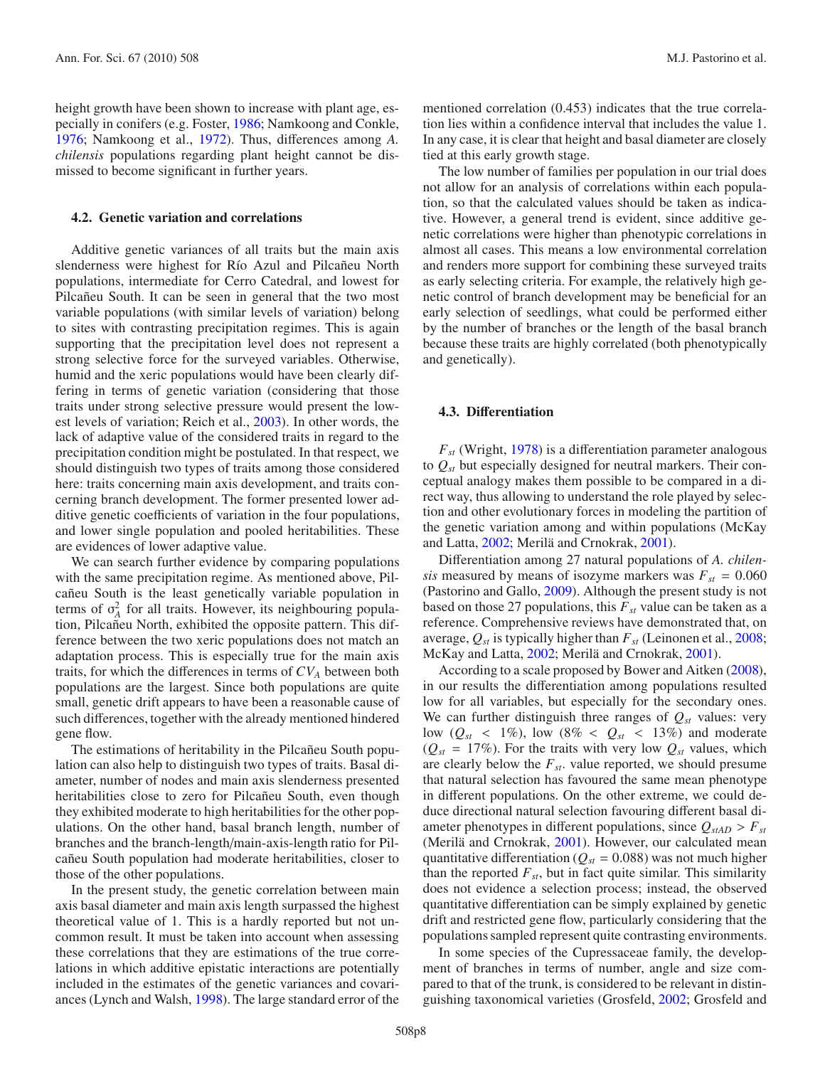height growth have been shown to increase with plant age, especially in conifers (e.g. Foster, 1986; Namkoong and Conkle, 1976; Namkoong et al., 1972). Thus, differences among *A. chilensis* populations regarding plant height cannot be dismissed to become significant in further years.

### 4.2. Genetic variation and correlations

Additive genetic variances of all traits but the main axis slenderness were highest for Río Azul and Pilcañeu North populations, intermediate for Cerro Catedral, and lowest for Pilcañeu South. It can be seen in general that the two most variable populations (with similar levels of variation) belong to sites with contrasting precipitation regimes. This is again supporting that the precipitation level does not represent a strong selective force for the surveyed variables. Otherwise, humid and the xeric populations would have been clearly differing in terms of genetic variation (considering that those traits under strong selective pressure would present the lowest levels of variation; Reich et al., 2003). In other words, the lack of adaptive value of the considered traits in regard to the precipitation condition might be postulated. In that respect, we should distinguish two types of traits among those considered here: traits concerning main axis development, and traits concerning branch development. The former presented lower additive genetic coefficients of variation in the four populations, and lower single population and pooled heritabilities. These are evidences of lower adaptive value.

We can search further evidence by comparing populations with the same precipitation regime. As mentioned above, Pilcañeu South is the least genetically variable population in terms of $\sigma_A^2$ for all traits. However, its neighbouring population, Pilcañeu North, exhibited the opposite pattern. This difference between the two xeric populations does not match an adaptation process. This is especially true for the main axis traits, for which the differences in terms of $CV_A$ between both populations are the largest. Since both populations are quite small, genetic drift appears to have been a reasonable cause of such differences, together with the already mentioned hindered gene flow.

The estimations of heritability in the Pilcañeu South population can also help to distinguish two types of traits. Basal diameter, number of nodes and main axis slenderness presented heritabilities close to zero for Pilcañeu South, even though they exhibited moderate to high heritabilities for the other populations. On the other hand, basal branch length, number of branches and the branch-length/main-axis-length ratio for Pilcañeu South population had moderate heritabilities, closer to those of the other populations.

In the present study, the genetic correlation between main axis basal diameter and main axis length surpassed the highest theoretical value of 1. This is a hardly reported but not uncommon result. It must be taken into account when assessing these correlations that they are estimations of the true correlations in which additive epistatic interactions are potentially included in the estimates of the genetic variances and covariances (Lynch and Walsh, 1998). The large standard error of the mentioned correlation (0.453) indicates that the true correlation lies within a confidence interval that includes the value 1. In any case, it is clear that height and basal diameter are closely tied at this early growth stage.

The low number of families per population in our trial does not allow for an analysis of correlations within each population, so that the calculated values should be taken as indicative. However, a general trend is evident, since additive genetic correlations were higher than phenotypic correlations in almost all cases. This means a low environmental correlation and renders more support for combining these surveyed traits as early selecting criteria. For example, the relatively high genetic control of branch development may be beneficial for an early selection of seedlings, what could be performed either by the number of branches or the length of the basal branch because these traits are highly correlated (both phenotypically and genetically).

### 4.3. Differentiation

$F_{st}$ (Wright, 1978) is a differentiation parameter analogous to $Q_{st}$ but especially designed for neutral markers. Their conceptual analogy makes them possible to be compared in a direct way, thus allowing to understand the role played by selection and other evolutionary forces in modeling the partition of the genetic variation among and within populations (McKay and Latta, 2002; Merilä and Crnokrak, 2001).

Differentiation among 27 natural populations of *A. chilensis* measured by means of isozyme markers was $F_{st} = 0.060$ (Pastorino and Gallo, 2009). Although the present study is not based on those 27 populations, this $F_{st}$ value can be taken as a reference. Comprehensive reviews have demonstrated that, on average, $Q_{st}$ is typically higher than $F_{st}$ (Leinonen et al., 2008; McKay and Latta, 2002; Merilä and Crnokrak, 2001).

According to a scale proposed by Bower and Aitken (2008), in our results the differentiation among populations resulted low for all variables, but especially for the secondary ones. We can further distinguish three ranges of $Q_{st}$ values: very low ($Q_{st} < 1\%$), low ($8\% < Q_{st} < 13\%$) and moderate ($Q_{st} = 17\%$). For the traits with very low $Q_{st}$ values, which are clearly below the $F_{st}$. value reported, we should presume that natural selection has favoured the same mean phenotype in different populations. On the other extreme, we could deduce directional natural selection favouring different basal diameter phenotypes in different populations, since $Q_{stAD} > F_{st}$ (Merilä and Crnokrak, 2001). However, our calculated mean quantitative differentiation ($Q_{st} = 0.088$) was not much higher than the reported $F_{st}$, but in fact quite similar. This similarity does not evidence a selection process; instead, the observed quantitative differentiation can be simply explained by genetic drift and restricted gene flow, particularly considering that the populations sampled represent quite contrasting environments.

In some species of the Cupressaceae family, the development of branches in terms of number, angle and size compared to that of the trunk, is considered to be relevant in distinguishing taxonomical varieties (Grosfeld, 2002; Grosfeld and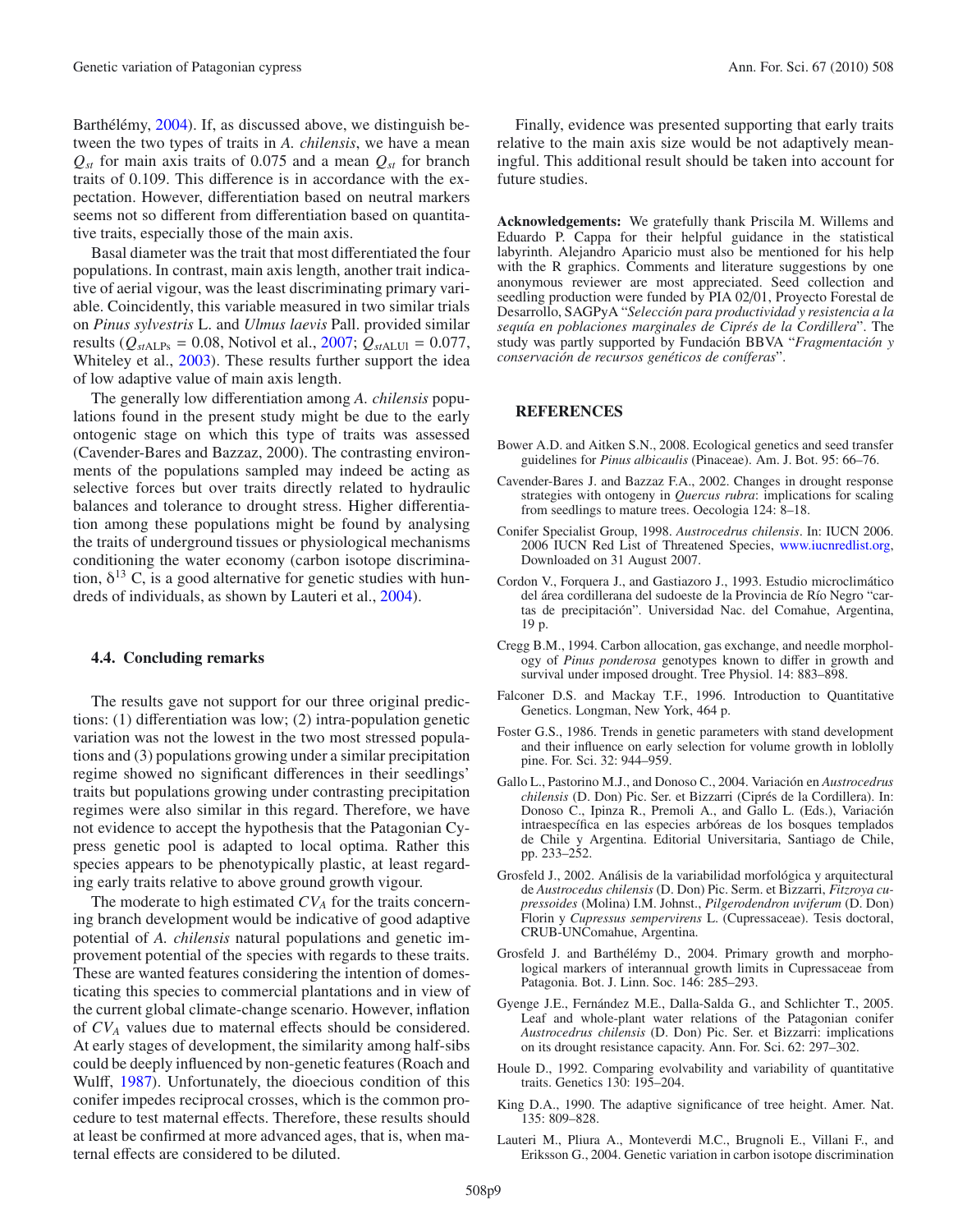Barthélémy, 2004). If, as discussed above, we distinguish between the two types of traits in *A. chilensis*, we have a mean $Q_{st}$ for main axis traits of 0.075 and a mean $Q_{st}$ for branch traits of 0.109. This difference is in accordance with the expectation. However, differentiation based on neutral markers seems not so different from differentiation based on quantitative traits, especially those of the main axis.

Basal diameter was the trait that most differentiated the four populations. In contrast, main axis length, another trait indicative of aerial vigour, was the least discriminating primary variable. Coincidently, this variable measured in two similar trials on *Pinus sylvestris* L. and *Ulmus laevis* Pall. provided similar results ($Q_{stALPs} = 0.08$, Notivol et al., 2007; $Q_{stALUl} = 0.077$, Whiteley et al., 2003). These results further support the idea of low adaptive value of main axis length.

The generally low differentiation among *A. chilensis* populations found in the present study might be due to the early ontogenic stage on which this type of traits was assessed (Cavender-Bares and Bazzaz, 2000). The contrasting environments of the populations sampled may indeed be acting as selective forces but over traits directly related to hydraulic balances and tolerance to drought stress. Higher differentiation among these populations might be found by analysing the traits of underground tissues or physiological mechanisms conditioning the water economy (carbon isotope discrimination, $\delta^{13}$ C, is a good alternative for genetic studies with hundreds of individuals, as shown by Lauteri et al., 2004).

### 4.4. Concluding remarks

The results gave not support for our three original predictions: (1) differentiation was low; (2) intra-population genetic variation was not the lowest in the two most stressed populations and (3) populations growing under a similar precipitation regime showed no significant differences in their seedlings' traits but populations growing under contrasting precipitation regimes were also similar in this regard. Therefore, we have not evidence to accept the hypothesis that the Patagonian Cypress genetic pool is adapted to local optima. Rather this species appears to be phenotypically plastic, at least regarding early traits relative to above ground growth vigour.

The moderate to high estimated $CV_A$ for the traits concerning branch development would be indicative of good adaptive potential of *A. chilensis* natural populations and genetic improvement potential of the species with regards to these traits. These are wanted features considering the intention of domesticating this species to commercial plantations and in view of the current global climate-change scenario. However, inflation of $CV_A$ values due to maternal effects should be considered. At early stages of development, the similarity among half-sibs could be deeply influenced by non-genetic features (Roach and Wulff, 1987). Unfortunately, the dioecious condition of this conifer impedes reciprocal crosses, which is the common procedure to test maternal effects. Therefore, these results should at least be confirmed at more advanced ages, that is, when maternal effects are considered to be diluted.

Finally, evidence was presented supporting that early traits relative to the main axis size would be not adaptively meaningful. This additional result should be taken into account for future studies.

**Acknowledgements:** We gratefully thank Priscila M. Willems and Eduardo P. Cappa for their helpful guidance in the statistical labyrinth. Alejandro Aparicio must also be mentioned for his help with the R graphics. Comments and literature suggestions by one anonymous reviewer are most appreciated. Seed collection and seedling production were funded by PIA 02/01, Proyecto Forestal de Desarrollo, SAGPyA "*Selección para productividad y resistencia a la sequía en poblaciones marginales de Ciprés de la Cordillera*". The study was partly supported by Fundación BBVA "*Fragmentación y conservación de recursos genéticos de coníferas*".

## REFERENCES

Bower A.D. and Aitken S.N., 2008. Ecological genetics and seed transfer guidelines for *Pinus albicaulis* (Pinaceae). Am. J. Bot. 95: 66–76.

Cavender-Bares J. and Bazzaz F.A., 2002. Changes in drought response strategies with ontogeny in *Quercus rubra*: implications for scaling from seedlings to mature trees. Oecologia 124: 8–18.

Conifer Specialist Group, 1998. *Austrocedrus chilensis*. In: IUCN 2006. 2006 IUCN Red List of Threatened Species, www.iucnredlist.org, Downloaded on 31 August 2007.

Cordon V., Forquera J., and Gastiazoro J., 1993. Estudio microclimático del área cordillerana del sudoeste de la Provincia de Río Negro "cartas de precipitación". Universidad Nac. del Comahue, Argentina, 19 p.

Cregg B.M., 1994. Carbon allocation, gas exchange, and needle morphology of *Pinus ponderosa* genotypes known to differ in growth and survival under imposed drought. Tree Physiol. 14: 883–898.

Falconer D.S. and Mackay T.F., 1996. Introduction to Quantitative Genetics. Longman, New York, 464 p.

Foster G.S., 1986. Trends in genetic parameters with stand development and their influence on early selection for volume growth in loblolly pine. For. Sci. 32: 944–959.

Gallo L., Pastorino M.J., and Donoso C., 2004. Variación en *Austrocedrus chilensis* (D. Don) Pic. Ser. et Bizzarri (Ciprés de la Cordillera). In: Donoso C., Ipinza R., Premoli A., and Gallo L. (Eds.), Variación intraespecífica en las especies arbóreas de los bosques templados de Chile y Argentina. Editorial Universitaria, Santiago de Chile, pp. 233–252.

Grosfeld J., 2002. Análisis de la variabilidad morfológica y arquitectural de *Austrocedus chilensis* (D. Don) Pic. Serm. et Bizzarri, *Fitzroya cupressoides* (Molina) I.M. Johnst., *Pilgerodendron uviferum* (D. Don) Florin y *Cupressus sempervirens* L. (Cupressaceae). Tesis doctoral, CRUB-UNComahue, Argentina.

Grosfeld J. and Barthélémy D., 2004. Primary growth and morphological markers of interannual growth limits in Cupressaceae from Patagonia. Bot. J. Linn. Soc. 146: 285–293.

Gyenge J.E., Fernández M.E., Dalla-Salda G., and Schlichter T., 2005. Leaf and whole-plant water relations of the Patagonian conifer *Austrocedrus chilensis* (D. Don) Pic. Ser. et Bizzarri: implications on its drought resistance capacity. Ann. For. Sci. 62: 297–302.

Houle D., 1992. Comparing evolvability and variability of quantitative traits. Genetics 130: 195–204.

King D.A., 1990. The adaptive significance of tree height. Amer. Nat. 135: 809–828.

Lauteri M., Pliura A., Monteverdi M.C., Brugnoli E., Villani F., and Eriksson G., 2004. Genetic variation in carbon isotope discrimination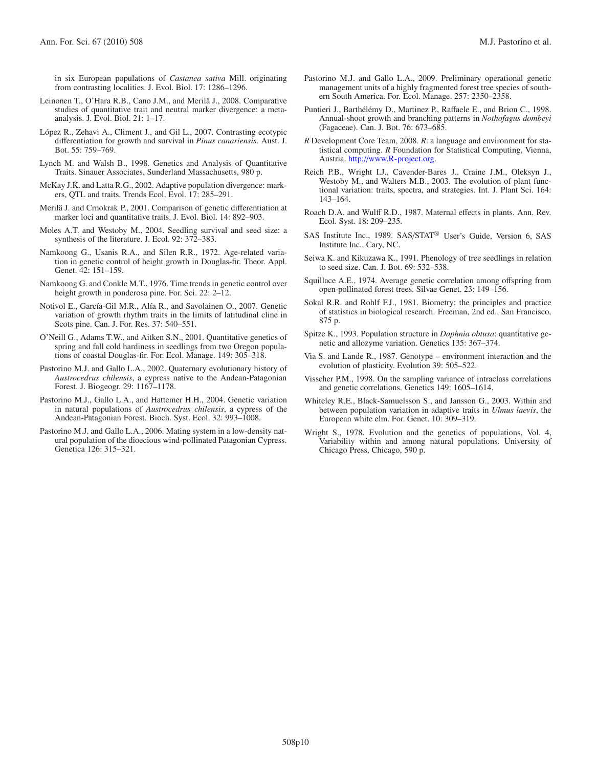in six European populations of *Castanea sativa* Mill. originating from contrasting localities. J. Evol. Biol. 17: 1286–1296.

Leinonen T., O'Hara R.B., Cano J.M., and Merilä J., 2008. Comparative studies of quantitative trait and neutral marker divergence: a meta-analysis. J. Evol. Biol. 21: 1–17.

López R., Zehavi A., Climent J., and Gil L., 2007. Contrasting ecotypic differentiation for growth and survival in *Pinus canariensis*. Aust. J. Bot. 55: 759–769.

Lynch M. and Walsh B., 1998. Genetics and Analysis of Quantitative Traits. Sinauer Associates, Sunderland Massachusetts, 980 p.

McKay J.K. and Latta R.G., 2002. Adaptive population divergence: markers, QTL and traits. Trends Ecol. Evol. 17: 285–291.

Merilä J. and Crnokrak P., 2001. Comparison of genetic differentiation at marker loci and quantitative traits. J. Evol. Biol. 14: 892–903.

Moles A.T. and Westoby M., 2004. Seedling survival and seed size: a synthesis of the literature. J. Ecol. 92: 372–383.

Namkoong G., Usanis R.A., and Silen R.R., 1972. Age-related variation in genetic control of height growth in Douglas-fir. Theor. Appl. Genet. 42: 151–159.

Namkoong G. and Conkle M.T., 1976. Time trends in genetic control over height growth in ponderosa pine. For. Sci. 22: 2–12.

Notivol E., García-Gil M.R., Alía R., and Savolainen O., 2007. Genetic variation of growth rhythm traits in the limits of latitudinal cline in Scots pine. Can. J. For. Res. 37: 540–551.

O'Neill G., Adams T.W., and Aitken S.N., 2001. Quantitative genetics of spring and fall cold hardiness in seedlings from two Oregon populations of coastal Douglas-fir. For. Ecol. Manage. 149: 305–318.

Pastorino M.J. and Gallo L.A., 2002. Quaternary evolutionary history of *Austrocedrus chilensis*, a cypress native to the Andean-Patagonian Forest. J. Biogeogr. 29: 1167–1178.

Pastorino M.J., Gallo L.A., and Hattemer H.H., 2004. Genetic variation in natural populations of *Austrocedrus chilensis*, a cypress of the Andean-Patagonian Forest. Bioch. Syst. Ecol. 32: 993–1008.

Pastorino M.J. and Gallo L.A., 2006. Mating system in a low-density natural population of the dioecious wind-pollinated Patagonian Cypress. Genetica 126: 315–321.

Pastorino M.J. and Gallo L.A., 2009. Preliminary operational genetic management units of a highly fragmented forest tree species of southern South America. For. Ecol. Manage. 257: 2350–2358.

Puntieri J., Barthélémy D., Martinez P., Raffaele E., and Brion C., 1998. Annual-shoot growth and branching patterns in *Nothofagus dombeyi* (Fagaceae). Can. J. Bot. 76: 673–685.

*R* Development Core Team, 2008. *R*: a language and environment for statistical computing. *R* Foundation for Statistical Computing, Vienna, Austria. http://www.R-project.org.

Reich P.B., Wright I.J., Cavender-Bares J., Craine J.M., Oleksyn J., Westoby M., and Walters M.B., 2003. The evolution of plant functional variation: traits, spectra, and strategies. Int. J. Plant Sci. 164: 143–164.

Roach D.A. and Wulff R.D., 1987. Maternal effects in plants. Ann. Rev. Ecol. Syst. 18: 209–235.

SAS Institute Inc., 1989. SAS/STAT® User's Guide, Version 6, SAS Institute Inc., Cary, NC.

Seiwa K. and Kikuzawa K., 1991. Phenology of tree seedlings in relation to seed size. Can. J. Bot. 69: 532–538.

Squillace A.E., 1974. Average genetic correlation among offspring from open-pollinated forest trees. Silvae Genet. 23: 149–156.

Sokal R.R. and Rohlf F.J., 1981. Biometry: the principles and practice of statistics in biological research. Freeman, 2nd ed., San Francisco, 875 p.

Spitze K., 1993. Population structure in *Daphnia obtusa*: quantitative genetic and allozyme variation. Genetics 135: 367–374.

Via S. and Lande R., 1987. Genotype – environment interaction and the evolution of plasticity. Evolution 39: 505–522.

Visscher P.M., 1998. On the sampling variance of intraclass correlations and genetic correlations. Genetics 149: 1605–1614.

Whiteley R.E., Black-Samuelsson S., and Jansson G., 2003. Within and between population variation in adaptive traits in *Ulmus laevis*, the European white elm. For. Genet. 10: 309–319.

Wright S., 1978. Evolution and the genetics of populations, Vol. 4, Variability within and among natural populations. University of Chicago Press, Chicago, 590 p.